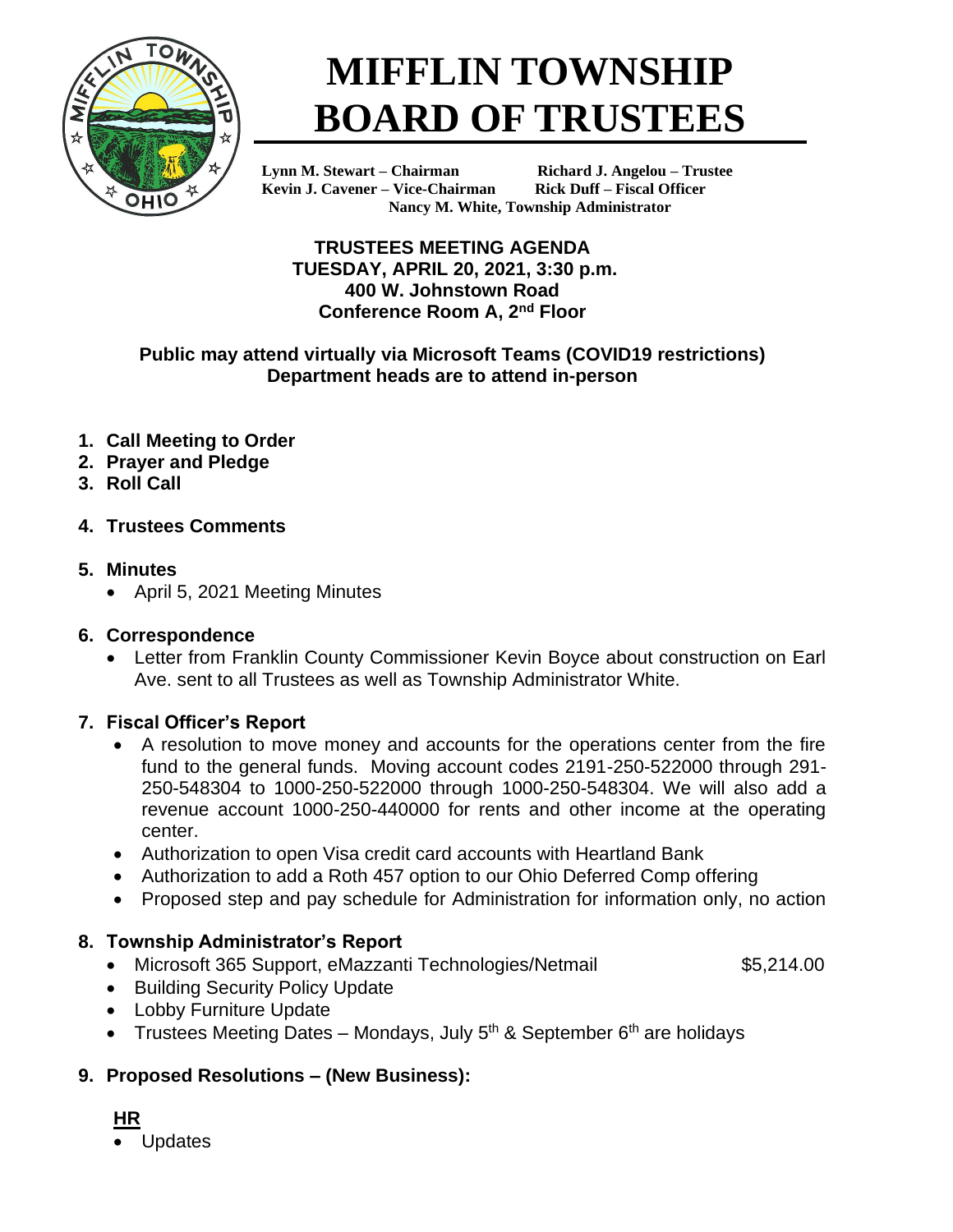# MIFFLIN TOWNSHIP BOARD OF TRUSTEES

**Lynn M. Stewart – Chairman** **Richard J. Angelou – Trustee**
**Kevin J. Cavener – Vice-Chairman** **Rick Duff – Fiscal Officer**
**Nancy M. White, Township Administrator**

**TRUSTEES MEETING AGENDA**
**TUESDAY, APRIL 20, 2021, 3:30 p.m.**
**400 W. Johnstown Road**
**Conference Room A, 2nd Floor**

**Public may attend virtually via Microsoft Teams (COVID19 restrictions)**
**Department heads are to attend in-person**

1. **Call Meeting to Order**
2. **Prayer and Pledge**
3. **Roll Call**
4. **Trustees Comments**
5. **Minutes**
   - April 5, 2021 Meeting Minutes
6. **Correspondence**
   - Letter from Franklin County Commissioner Kevin Boyce about construction on Earl Ave. sent to all Trustees as well as Township Administrator White.
7. **Fiscal Officer's Report**
   - A resolution to move money and accounts for the operations center from the fire fund to the general funds. Moving account codes 2191-250-522000 through 291-250-548304 to 1000-250-522000 through 1000-250-548304. We will also add a revenue account 1000-250-440000 for rents and other income at the operating center.
   - Authorization to open Visa credit card accounts with Heartland Bank
   - Authorization to add a Roth 457 option to our Ohio Deferred Comp offering
   - Proposed step and pay schedule for Administration for information only, no action
8. **Township Administrator's Report**
   - Microsoft 365 Support, eMazzanti Technologies/Netmail $5,214.00
   - Building Security Policy Update
   - Lobby Furniture Update
   - Trustees Meeting Dates – Mondays, July 5th & September 6th are holidays
9. **Proposed Resolutions – (New Business):**

**HR**
- Updates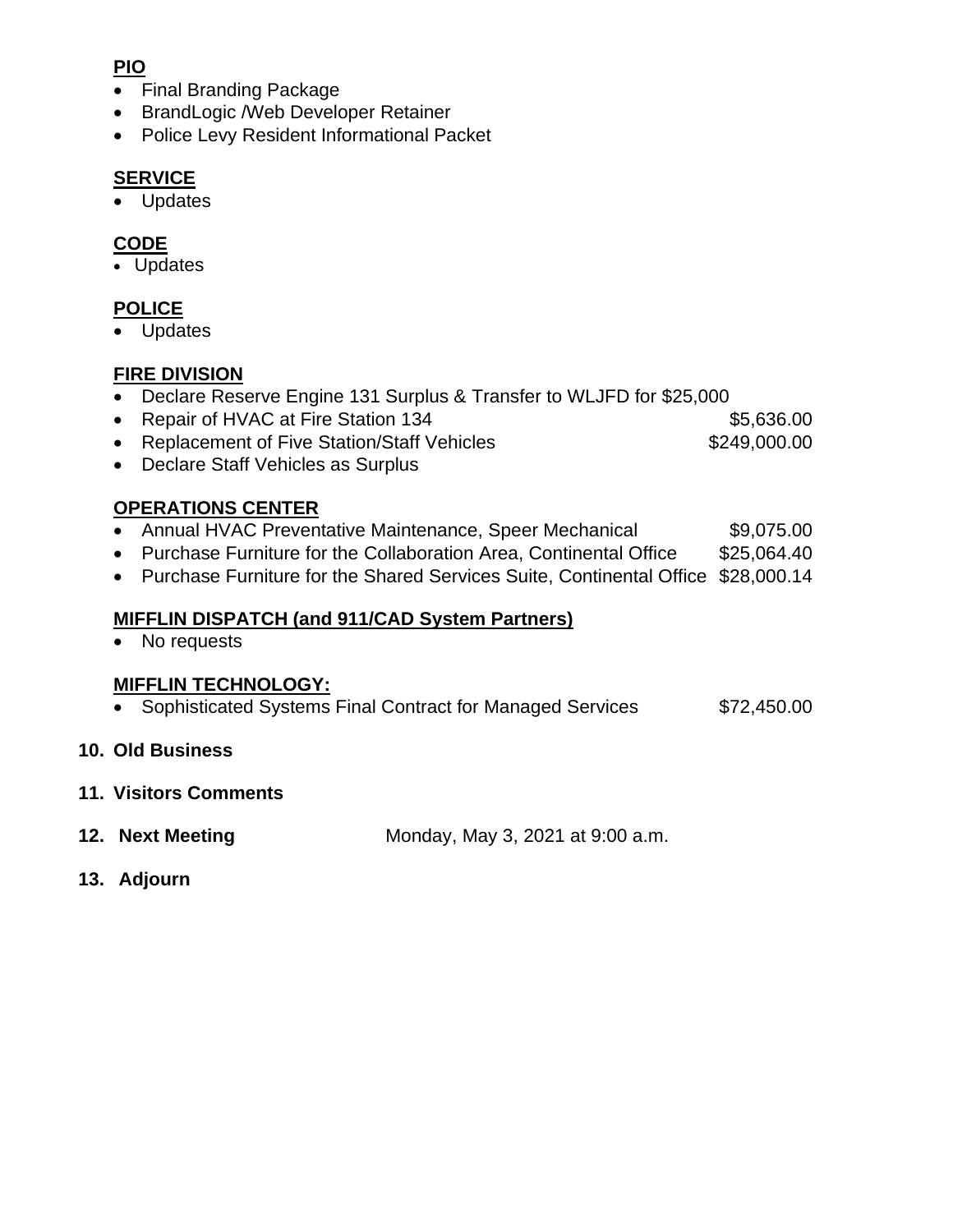**PIO**

- Final Branding Package
- BrandLogic /Web Developer Retainer
- Police Levy Resident Informational Packet

**SERVICE**

- Updates

**CODE**

- Updates

**POLICE**

- Updates

**FIRE DIVISION**

- Declare Reserve Engine 131 Surplus & Transfer to WLJFD for $25,000
- Repair of HVAC at Fire Station 134 — $5,636.00
- Replacement of Five Station/Staff Vehicles — $249,000.00
- Declare Staff Vehicles as Surplus

**OPERATIONS CENTER**

- Annual HVAC Preventative Maintenance, Speer Mechanical — $9,075.00
- Purchase Furniture for the Collaboration Area, Continental Office — $25,064.40
- Purchase Furniture for the Shared Services Suite, Continental Office — $28,000.14

**MIFFLIN DISPATCH (and 911/CAD System Partners)**

- No requests

**MIFFLIN TECHNOLOGY:**

- Sophisticated Systems Final Contract for Managed Services — $72,450.00

**10. Old Business**

**11. Visitors Comments**

**12. Next Meeting** Monday, May 3, 2021 at 9:00 a.m.

**13. Adjourn**